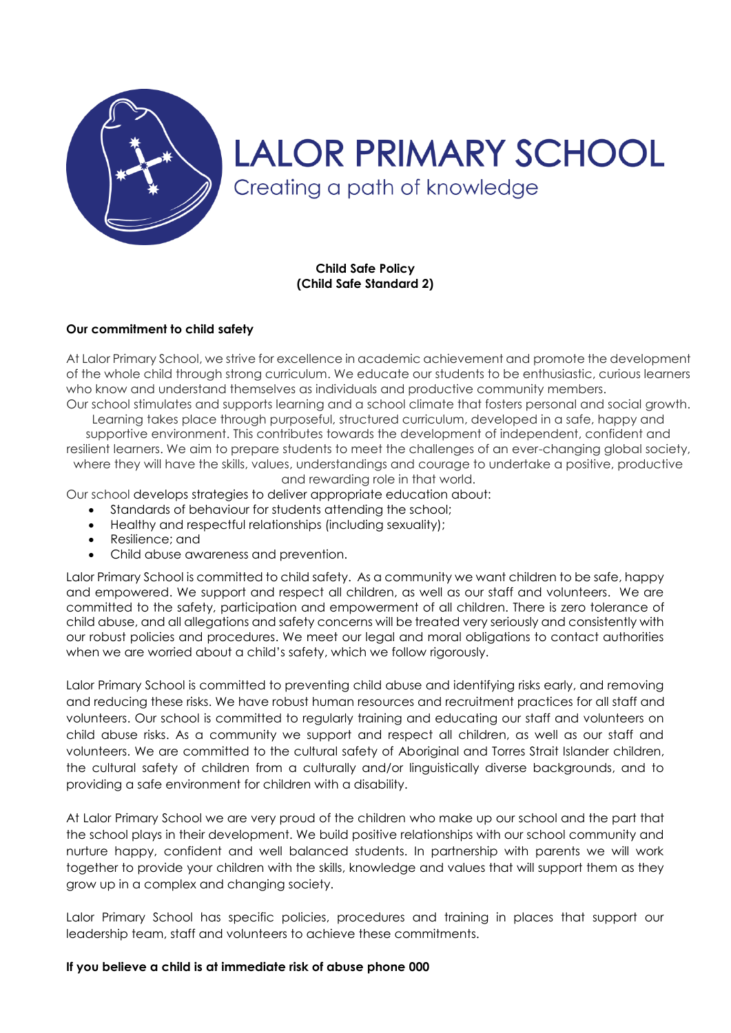# LALOR PRIMARY SCHOOL

Creating a path of knowledge

**Child Safe Policy**
**(Child Safe Standard 2)**

**Our commitment to child safety**

At Lalor Primary School, we strive for excellence in academic achievement and promote the development of the whole child through strong curriculum. We educate our students to be enthusiastic, curious learners who know and understand themselves as individuals and productive community members.

Our school stimulates and supports learning and a school climate that fosters personal and social growth. Learning takes place through purposeful, structured curriculum, developed in a safe, happy and supportive environment. This contributes towards the development of independent, confident and resilient learners. We aim to prepare students to meet the challenges of an ever-changing global society, where they will have the skills, values, understandings and courage to undertake a positive, productive and rewarding role in that world.

Our school develops strategies to deliver appropriate education about:

- Standards of behaviour for students attending the school;
- Healthy and respectful relationships (including sexuality);
- Resilience; and
- Child abuse awareness and prevention.

Lalor Primary School is committed to child safety. As a community we want children to be safe, happy and empowered. We support and respect all children, as well as our staff and volunteers. We are committed to the safety, participation and empowerment of all children. There is zero tolerance of child abuse, and all allegations and safety concerns will be treated very seriously and consistently with our robust policies and procedures. We meet our legal and moral obligations to contact authorities when we are worried about a child's safety, which we follow rigorously.

Lalor Primary School is committed to preventing child abuse and identifying risks early, and removing and reducing these risks. We have robust human resources and recruitment practices for all staff and volunteers. Our school is committed to regularly training and educating our staff and volunteers on child abuse risks. As a community we support and respect all children, as well as our staff and volunteers. We are committed to the cultural safety of Aboriginal and Torres Strait Islander children, the cultural safety of children from a culturally and/or linguistically diverse backgrounds, and to providing a safe environment for children with a disability.

At Lalor Primary School we are very proud of the children who make up our school and the part that the school plays in their development. We build positive relationships with our school community and nurture happy, confident and well balanced students. In partnership with parents we will work together to provide your children with the skills, knowledge and values that will support them as they grow up in a complex and changing society.

Lalor Primary School has specific policies, procedures and training in places that support our leadership team, staff and volunteers to achieve these commitments.

**If you believe a child is at immediate risk of abuse phone 000**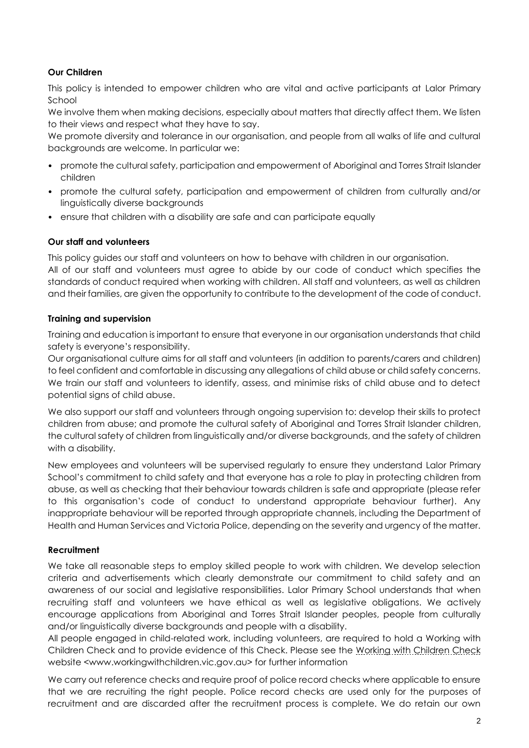**Our Children**

This policy is intended to empower children who are vital and active participants at Lalor Primary School

We involve them when making decisions, especially about matters that directly affect them. We listen to their views and respect what they have to say.

We promote diversity and tolerance in our organisation, and people from all walks of life and cultural backgrounds are welcome. In particular we:

- promote the cultural safety, participation and empowerment of Aboriginal and Torres Strait Islander children
- promote the cultural safety, participation and empowerment of children from culturally and/or linguistically diverse backgrounds
- ensure that children with a disability are safe and can participate equally

**Our staff and volunteers**

This policy guides our staff and volunteers on how to behave with children in our organisation.

All of our staff and volunteers must agree to abide by our code of conduct which specifies the standards of conduct required when working with children. All staff and volunteers, as well as children and their families, are given the opportunity to contribute to the development of the code of conduct.

**Training and supervision**

Training and education is important to ensure that everyone in our organisation understands that child safety is everyone's responsibility.

Our organisational culture aims for all staff and volunteers (in addition to parents/carers and children) to feel confident and comfortable in discussing any allegations of child abuse or child safety concerns. We train our staff and volunteers to identify, assess, and minimise risks of child abuse and to detect potential signs of child abuse.

We also support our staff and volunteers through ongoing supervision to: develop their skills to protect children from abuse; and promote the cultural safety of Aboriginal and Torres Strait Islander children, the cultural safety of children from linguistically and/or diverse backgrounds, and the safety of children with a disability.

New employees and volunteers will be supervised regularly to ensure they understand Lalor Primary School's commitment to child safety and that everyone has a role to play in protecting children from abuse, as well as checking that their behaviour towards children is safe and appropriate (please refer to this organisation's code of conduct to understand appropriate behaviour further). Any inappropriate behaviour will be reported through appropriate channels, including the Department of Health and Human Services and Victoria Police, depending on the severity and urgency of the matter.

**Recruitment**

We take all reasonable steps to employ skilled people to work with children. We develop selection criteria and advertisements which clearly demonstrate our commitment to child safety and an awareness of our social and legislative responsibilities. Lalor Primary School understands that when recruiting staff and volunteers we have ethical as well as legislative obligations. We actively encourage applications from Aboriginal and Torres Strait Islander peoples, people from culturally and/or linguistically diverse backgrounds and people with a disability.

All people engaged in child-related work, including volunteers, are required to hold a Working with Children Check and to provide evidence of this Check. Please see the Working with Children Check website <www.workingwithchildren.vic.gov.au> for further information

We carry out reference checks and require proof of police record checks where applicable to ensure that we are recruiting the right people. Police record checks are used only for the purposes of recruitment and are discarded after the recruitment process is complete. We do retain our own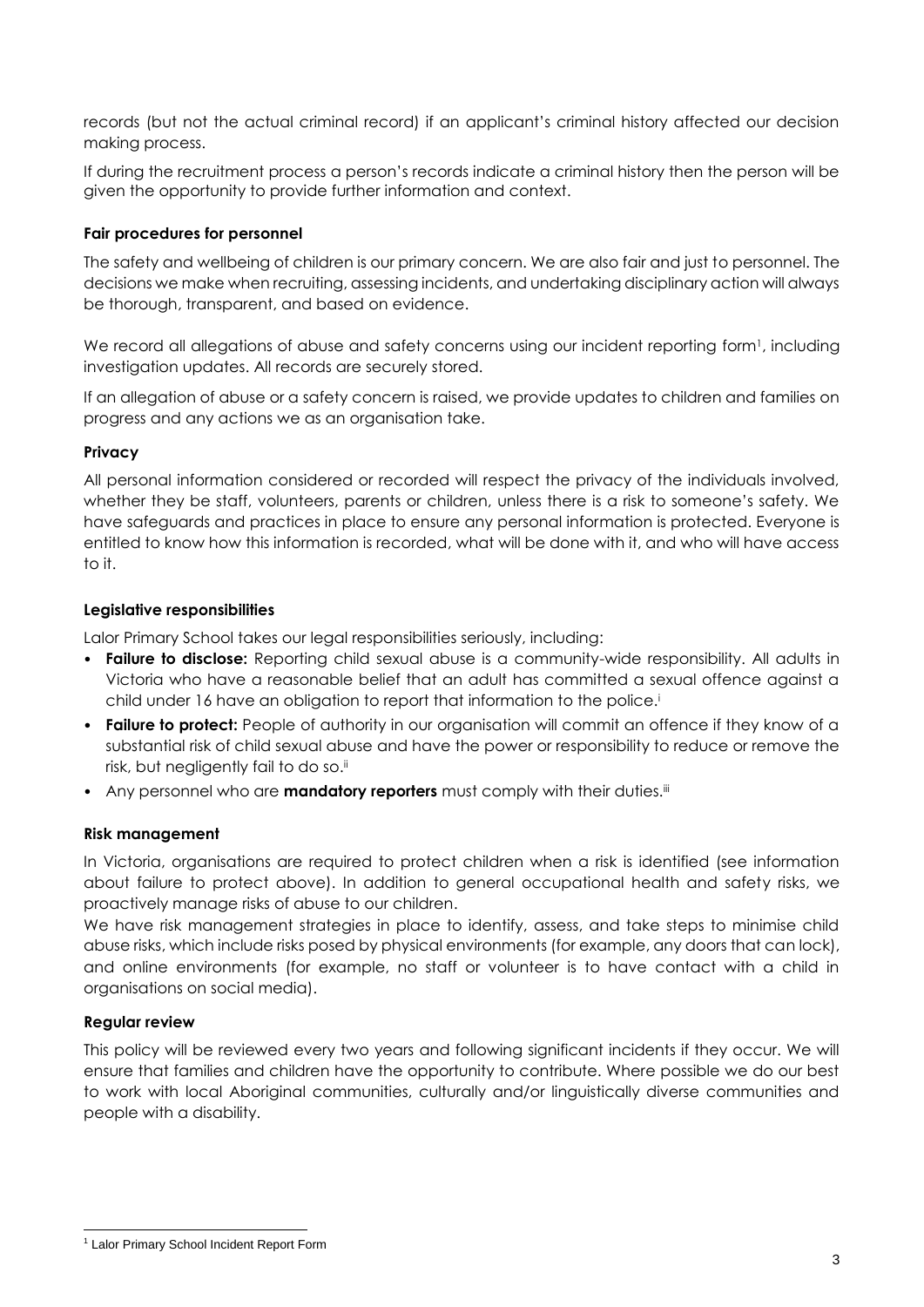records (but not the actual criminal record) if an applicant's criminal history affected our decision making process.

If during the recruitment process a person's records indicate a criminal history then the person will be given the opportunity to provide further information and context.

### Fair procedures for personnel

The safety and wellbeing of children is our primary concern. We are also fair and just to personnel. The decisions we make when recruiting, assessing incidents, and undertaking disciplinary action will always be thorough, transparent, and based on evidence.

We record all allegations of abuse and safety concerns using our incident reporting form[1], including investigation updates. All records are securely stored.

If an allegation of abuse or a safety concern is raised, we provide updates to children and families on progress and any actions we as an organisation take.

### Privacy

All personal information considered or recorded will respect the privacy of the individuals involved, whether they be staff, volunteers, parents or children, unless there is a risk to someone's safety. We have safeguards and practices in place to ensure any personal information is protected. Everyone is entitled to know how this information is recorded, what will be done with it, and who will have access to it.

### Legislative responsibilities

Lalor Primary School takes our legal responsibilities seriously, including:

- **Failure to disclose:** Reporting child sexual abuse is a community-wide responsibility. All adults in Victoria who have a reasonable belief that an adult has committed a sexual offence against a child under 16 have an obligation to report that information to the police.[i]
- **Failure to protect:** People of authority in our organisation will commit an offence if they know of a substantial risk of child sexual abuse and have the power or responsibility to reduce or remove the risk, but negligently fail to do so.[ii]
- Any personnel who are **mandatory reporters** must comply with their duties.[iii]

### Risk management

In Victoria, organisations are required to protect children when a risk is identified (see information about failure to protect above). In addition to general occupational health and safety risks, we proactively manage risks of abuse to our children.

We have risk management strategies in place to identify, assess, and take steps to minimise child abuse risks, which include risks posed by physical environments (for example, any doors that can lock), and online environments (for example, no staff or volunteer is to have contact with a child in organisations on social media).

### Regular review

This policy will be reviewed every two years and following significant incidents if they occur. We will ensure that families and children have the opportunity to contribute. Where possible we do our best to work with local Aboriginal communities, culturally and/or linguistically diverse communities and people with a disability.

---

[1] Lalor Primary School Incident Report Form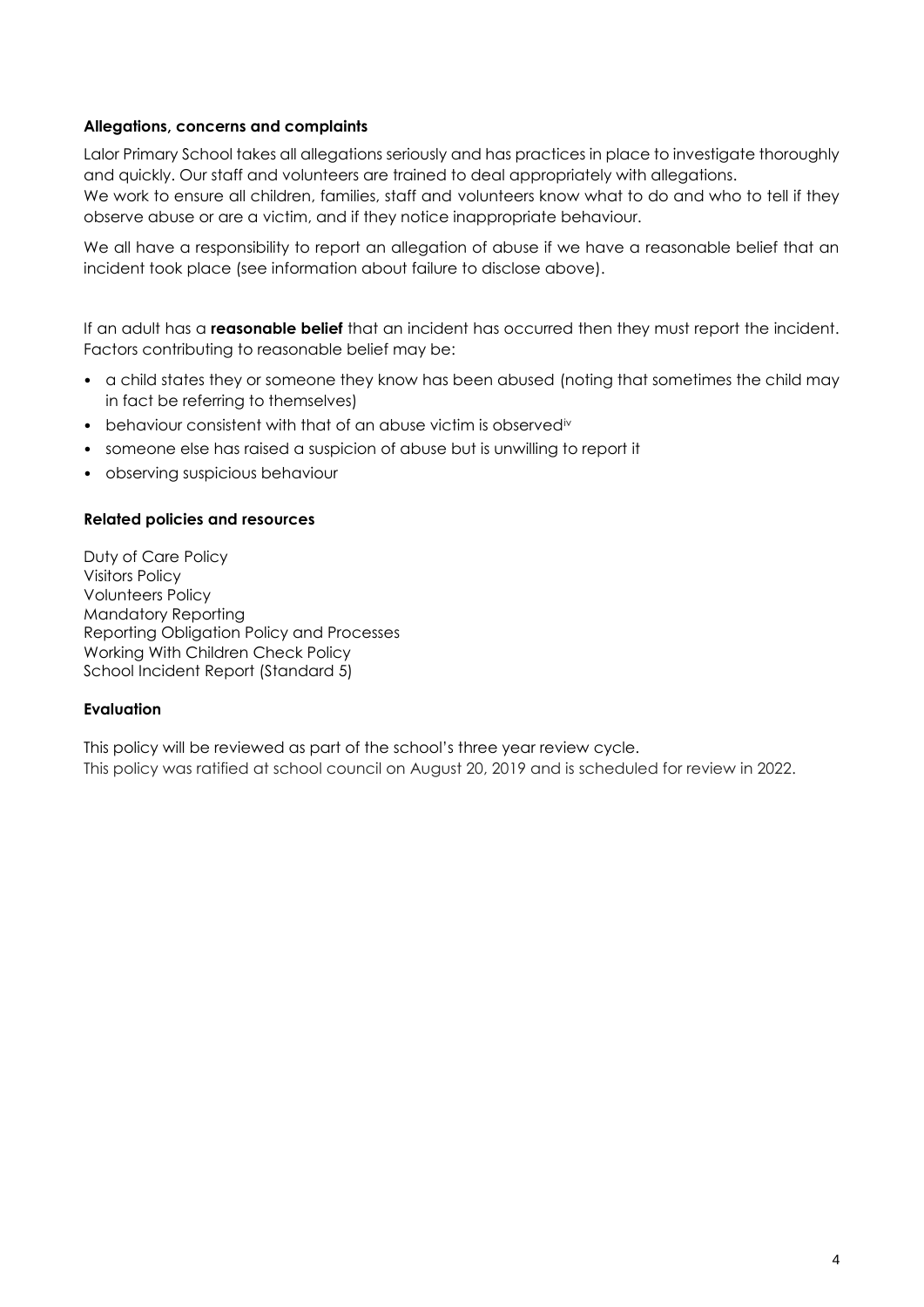### Allegations, concerns and complaints

Lalor Primary School takes all allegations seriously and has practices in place to investigate thoroughly and quickly. Our staff and volunteers are trained to deal appropriately with allegations.
We work to ensure all children, families, staff and volunteers know what to do and who to tell if they observe abuse or are a victim, and if they notice inappropriate behaviour.

We all have a responsibility to report an allegation of abuse if we have a reasonable belief that an incident took place (see information about failure to disclose above).

If an adult has a **reasonable belief** that an incident has occurred then they must report the incident. Factors contributing to reasonable belief may be:

- a child states they or someone they know has been abused (noting that sometimes the child may in fact be referring to themselves)
- behaviour consistent with that of an abuse victim is observed[iv]
- someone else has raised a suspicion of abuse but is unwilling to report it
- observing suspicious behaviour

### Related policies and resources

Duty of Care Policy
Visitors Policy
Volunteers Policy
Mandatory Reporting
Reporting Obligation Policy and Processes
Working With Children Check Policy
School Incident Report (Standard 5)

### Evaluation

This policy will be reviewed as part of the school's three year review cycle.
This policy was ratified at school council on August 20, 2019 and is scheduled for review in 2022.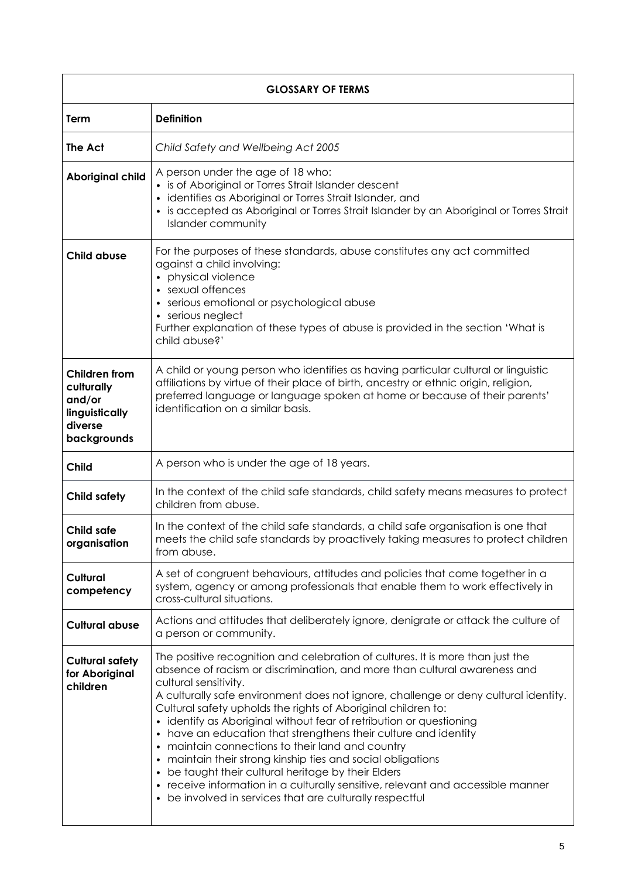| GLOSSARY OF TERMS | |
|---|---|
| **Term** | **Definition** |
| **The Act** | *Child Safety and Wellbeing Act 2005* |
| **Aboriginal child** | A person under the age of 18 who:<br>• is of Aboriginal or Torres Strait Islander descent<br>• identifies as Aboriginal or Torres Strait Islander, and<br>• is accepted as Aboriginal or Torres Strait Islander by an Aboriginal or Torres Strait Islander community |
| **Child abuse** | For the purposes of these standards, abuse constitutes any act committed against a child involving:<br>• physical violence<br>• sexual offences<br>• serious emotional or psychological abuse<br>• serious neglect<br>Further explanation of these types of abuse is provided in the section 'What is child abuse?' |
| **Children from culturally and/or linguistically diverse backgrounds** | A child or young person who identifies as having particular cultural or linguistic affiliations by virtue of their place of birth, ancestry or ethnic origin, religion, preferred language or language spoken at home or because of their parents' identification on a similar basis. |
| **Child** | A person who is under the age of 18 years. |
| **Child safety** | In the context of the child safe standards, child safety means measures to protect children from abuse. |
| **Child safe organisation** | In the context of the child safe standards, a child safe organisation is one that meets the child safe standards by proactively taking measures to protect children from abuse. |
| **Cultural competency** | A set of congruent behaviours, attitudes and policies that come together in a system, agency or among professionals that enable them to work effectively in cross-cultural situations. |
| **Cultural abuse** | Actions and attitudes that deliberately ignore, denigrate or attack the culture of a person or community. |
| **Cultural safety for Aboriginal children** | The positive recognition and celebration of cultures. It is more than just the absence of racism or discrimination, and more than cultural awareness and cultural sensitivity.<br>A culturally safe environment does not ignore, challenge or deny cultural identity. Cultural safety upholds the rights of Aboriginal children to:<br>• identify as Aboriginal without fear of retribution or questioning<br>• have an education that strengthens their culture and identity<br>• maintain connections to their land and country<br>• maintain their strong kinship ties and social obligations<br>• be taught their cultural heritage by their Elders<br>• receive information in a culturally sensitive, relevant and accessible manner<br>• be involved in services that are culturally respectful |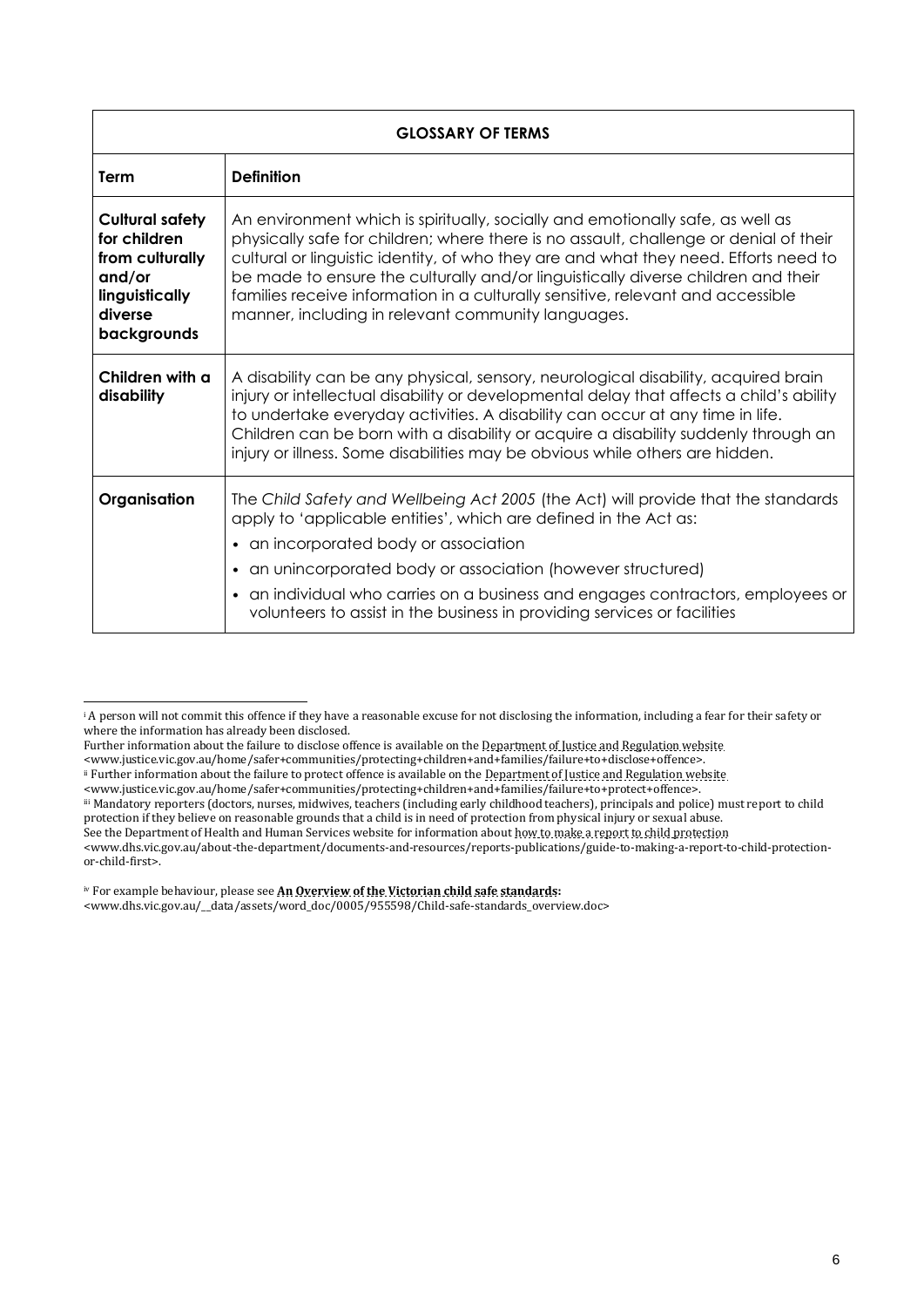| GLOSSARY OF TERMS | |
|---|---|
| **Term** | **Definition** |
| **Cultural safety for children from culturally and/or linguistically diverse backgrounds** | An environment which is spiritually, socially and emotionally safe, as well as physically safe for children; where there is no assault, challenge or denial of their cultural or linguistic identity, of who they are and what they need. Efforts need to be made to ensure the culturally and/or linguistically diverse children and their families receive information in a culturally sensitive, relevant and accessible manner, including in relevant community languages. |
| **Children with a disability** | A disability can be any physical, sensory, neurological disability, acquired brain injury or intellectual disability or developmental delay that affects a child's ability to undertake everyday activities. A disability can occur at any time in life. Children can be born with a disability or acquire a disability suddenly through an injury or illness. Some disabilities may be obvious while others are hidden. |
| **Organisation** | The *Child Safety and Wellbeing Act 2005* (the Act) will provide that the standards apply to 'applicable entities', which are defined in the Act as: <br>• an incorporated body or association <br>• an unincorporated body or association (however structured) <br>• an individual who carries on a business and engages contractors, employees or volunteers to assist in the business in providing services or facilities |

[i] A person will not commit this offence if they have a reasonable excuse for not disclosing the information, including a fear for their safety or where the information has already been disclosed.
Further information about the failure to disclose offence is available on the Department of Justice and Regulation website <www.justice.vic.gov.au/home/safer+communities/protecting+children+and+families/failure+to+disclose+offence>.

[ii] Further information about the failure to protect offence is available on the Department of Justice and Regulation website <www.justice.vic.gov.au/home/safer+communities/protecting+children+and+families/failure+to+protect+offence>.

[iii] Mandatory reporters (doctors, nurses, midwives, teachers (including early childhood teachers), principals and police) must report to child protection if they believe on reasonable grounds that a child is in need of protection from physical injury or sexual abuse.
See the Department of Health and Human Services website for information about how to make a report to child protection <www.dhs.vic.gov.au/about-the-department/documents-and-resources/reports-publications/guide-to-making-a-report-to-child-protection-or-child-first>.

[iv] For example behaviour, please see **An Overview of the Victorian child safe standards:** <www.dhs.vic.gov.au/__data/assets/word_doc/0005/955598/Child-safe-standards_overview.doc>